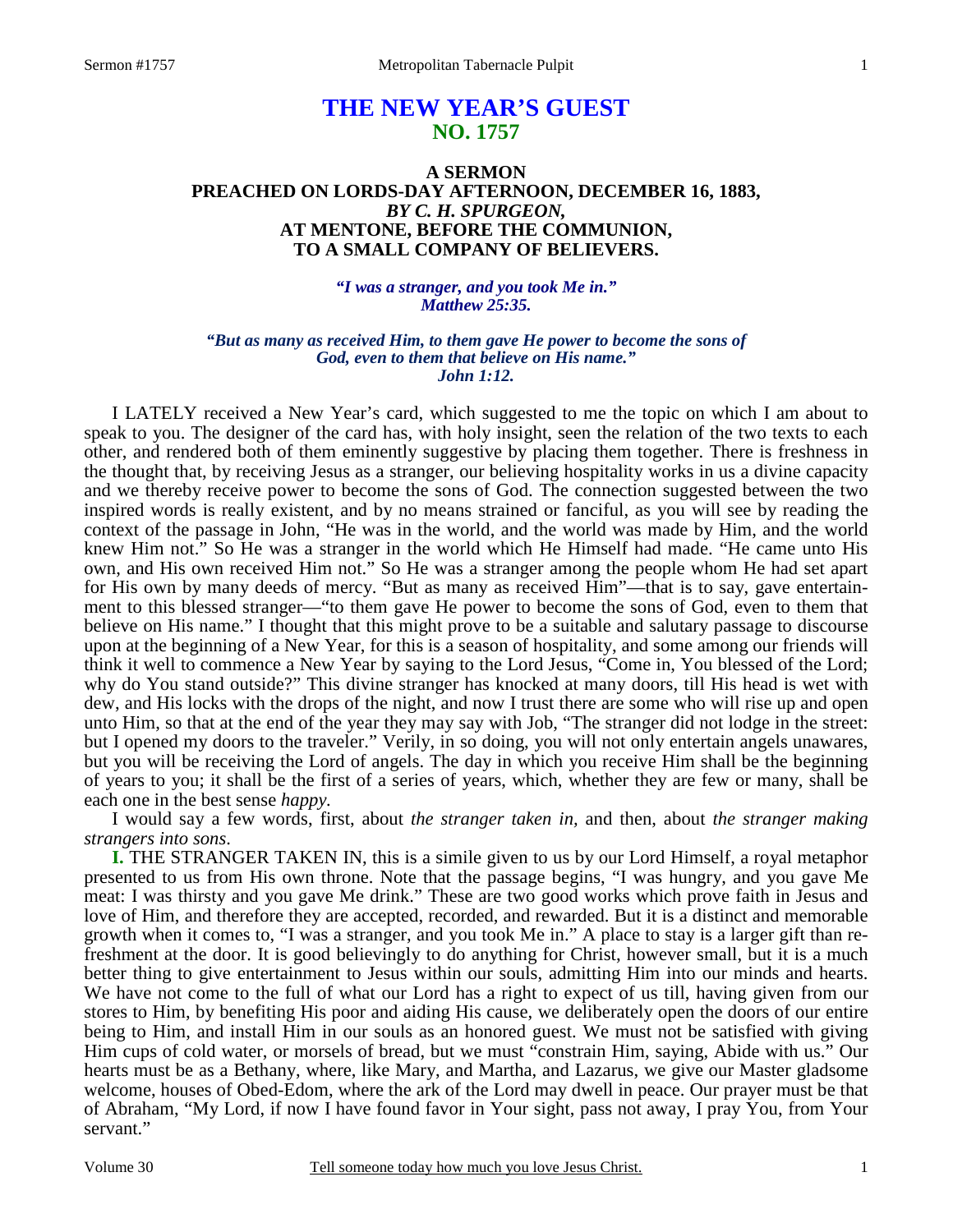# THE NEW YEAR'S GUEST
## NO. 1757

### A SERMON
### PREACHED ON LORDS-DAY AFTERNOON, DECEMBER 16, 1883,
### *BY C. H. SPURGEON,*
### AT MENTONE, BEFORE THE COMMUNION,
### TO A SMALL COMPANY OF BELIEVERS.

***"I was a stranger, and you took Me in."***
***Matthew 25:35.***

***"But as many as received Him, to them gave He power to become the sons of God, even to them that believe on His name."***
***John 1:12.***

I LATELY received a New Year's card, which suggested to me the topic on which I am about to speak to you. The designer of the card has, with holy insight, seen the relation of the two texts to each other, and rendered both of them eminently suggestive by placing them together. There is freshness in the thought that, by receiving Jesus as a stranger, our believing hospitality works in us a divine capacity and we thereby receive power to become the sons of God. The connection suggested between the two inspired words is really existent, and by no means strained or fanciful, as you will see by reading the context of the passage in John, "He was in the world, and the world was made by Him, and the world knew Him not." So He was a stranger in the world which He Himself had made. "He came unto His own, and His own received Him not." So He was a stranger among the people whom He had set apart for His own by many deeds of mercy. "But as many as received Him"—that is to say, gave entertainment to this blessed stranger—"to them gave He power to become the sons of God, even to them that believe on His name." I thought that this might prove to be a suitable and salutary passage to discourse upon at the beginning of a New Year, for this is a season of hospitality, and some among our friends will think it well to commence a New Year by saying to the Lord Jesus, "Come in, You blessed of the Lord; why do You stand outside?" This divine stranger has knocked at many doors, till His head is wet with dew, and His locks with the drops of the night, and now I trust there are some who will rise up and open unto Him, so that at the end of the year they may say with Job, "The stranger did not lodge in the street: but I opened my doors to the traveler." Verily, in so doing, you will not only entertain angels unawares, but you will be receiving the Lord of angels. The day in which you receive Him shall be the beginning of years to you; it shall be the first of a series of years, which, whether they are few or many, shall be each one in the best sense *happy.*

I would say a few words, first, about *the stranger taken in,* and then, about *the stranger making strangers into sons*.

**I.** THE STRANGER TAKEN IN, this is a simile given to us by our Lord Himself, a royal metaphor presented to us from His own throne. Note that the passage begins, "I was hungry, and you gave Me meat: I was thirsty and you gave Me drink." These are two good works which prove faith in Jesus and love of Him, and therefore they are accepted, recorded, and rewarded. But it is a distinct and memorable growth when it comes to, "I was a stranger, and you took Me in." A place to stay is a larger gift than refreshment at the door. It is good believingly to do anything for Christ, however small, but it is a much better thing to give entertainment to Jesus within our souls, admitting Him into our minds and hearts. We have not come to the full of what our Lord has a right to expect of us till, having given from our stores to Him, by benefiting His poor and aiding His cause, we deliberately open the doors of our entire being to Him, and install Him in our souls as an honored guest. We must not be satisfied with giving Him cups of cold water, or morsels of bread, but we must "constrain Him, saying, Abide with us." Our hearts must be as a Bethany, where, like Mary, and Martha, and Lazarus, we give our Master gladsome welcome, houses of Obed-Edom, where the ark of the Lord may dwell in peace. Our prayer must be that of Abraham, "My Lord, if now I have found favor in Your sight, pass not away, I pray You, from Your servant."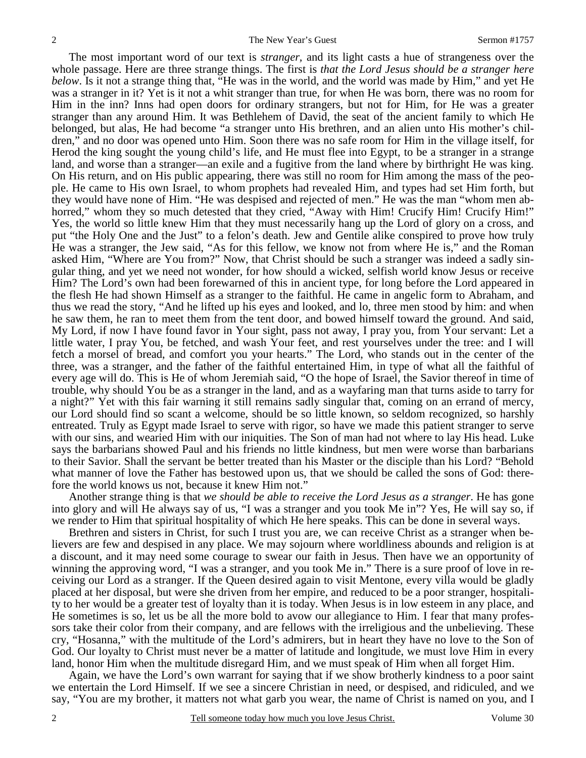The most important word of our text is *stranger*, and its light casts a hue of strangeness over the whole passage. Here are three strange things. The first is *that the Lord Jesus should be a stranger here below*. Is it not a strange thing that, "He was in the world, and the world was made by Him," and yet He was a stranger in it? Yet is it not a whit stranger than true, for when He was born, there was no room for Him in the inn? Inns had open doors for ordinary strangers, but not for Him, for He was a greater stranger than any around Him. It was Bethlehem of David, the seat of the ancient family to which He belonged, but alas, He had become "a stranger unto His brethren, and an alien unto His mother's children," and no door was opened unto Him. Soon there was no safe room for Him in the village itself, for Herod the king sought the young child's life, and He must flee into Egypt, to be a stranger in a strange land, and worse than a stranger—an exile and a fugitive from the land where by birthright He was king. On His return, and on His public appearing, there was still no room for Him among the mass of the people. He came to His own Israel, to whom prophets had revealed Him, and types had set Him forth, but they would have none of Him. "He was despised and rejected of men." He was the man "whom men abhorred," whom they so much detested that they cried, "Away with Him! Crucify Him! Crucify Him!" Yes, the world so little knew Him that they must necessarily hang up the Lord of glory on a cross, and put "the Holy One and the Just" to a felon's death. Jew and Gentile alike conspired to prove how truly He was a stranger, the Jew said, "As for this fellow, we know not from where He is," and the Roman asked Him, "Where are You from?" Now, that Christ should be such a stranger was indeed a sadly singular thing, and yet we need not wonder, for how should a wicked, selfish world know Jesus or receive Him? The Lord's own had been forewarned of this in ancient type, for long before the Lord appeared in the flesh He had shown Himself as a stranger to the faithful. He came in angelic form to Abraham, and thus we read the story, "And he lifted up his eyes and looked, and lo, three men stood by him: and when he saw them, he ran to meet them from the tent door, and bowed himself toward the ground. And said, My Lord, if now I have found favor in Your sight, pass not away, I pray you, from Your servant: Let a little water, I pray You, be fetched, and wash Your feet, and rest yourselves under the tree: and I will fetch a morsel of bread, and comfort you your hearts." The Lord, who stands out in the center of the three, was a stranger, and the father of the faithful entertained Him, in type of what all the faithful of every age will do. This is He of whom Jeremiah said, "O the hope of Israel, the Savior thereof in time of trouble, why should You be as a stranger in the land, and as a wayfaring man that turns aside to tarry for a night?" Yet with this fair warning it still remains sadly singular that, coming on an errand of mercy, our Lord should find so scant a welcome, should be so little known, so seldom recognized, so harshly entreated. Truly as Egypt made Israel to serve with rigor, so have we made this patient stranger to serve with our sins, and wearied Him with our iniquities. The Son of man had not where to lay His head. Luke says the barbarians showed Paul and his friends no little kindness, but men were worse than barbarians to their Savior. Shall the servant be better treated than his Master or the disciple than his Lord? "Behold what manner of love the Father has bestowed upon us, that we should be called the sons of God: therefore the world knows us not, because it knew Him not."

Another strange thing is that *we should be able to receive the Lord Jesus as a stranger*. He has gone into glory and will He always say of us, "I was a stranger and you took Me in"? Yes, He will say so, if we render to Him that spiritual hospitality of which He here speaks. This can be done in several ways.

Brethren and sisters in Christ, for such I trust you are, we can receive Christ as a stranger when believers are few and despised in any place. We may sojourn where worldliness abounds and religion is at a discount, and it may need some courage to swear our faith in Jesus. Then have we an opportunity of winning the approving word, "I was a stranger, and you took Me in." There is a sure proof of love in receiving our Lord as a stranger. If the Queen desired again to visit Mentone, every villa would be gladly placed at her disposal, but were she driven from her empire, and reduced to be a poor stranger, hospitality to her would be a greater test of loyalty than it is today. When Jesus is in low esteem in any place, and He sometimes is so, let us be all the more bold to avow our allegiance to Him. I fear that many professors take their color from their company, and are fellows with the irreligious and the unbelieving. These cry, "Hosanna," with the multitude of the Lord's admirers, but in heart they have no love to the Son of God. Our loyalty to Christ must never be a matter of latitude and longitude, we must love Him in every land, honor Him when the multitude disregard Him, and we must speak of Him when all forget Him.

Again, we have the Lord's own warrant for saying that if we show brotherly kindness to a poor saint we entertain the Lord Himself. If we see a sincere Christian in need, or despised, and ridiculed, and we say, "You are my brother, it matters not what garb you wear, the name of Christ is named on you, and I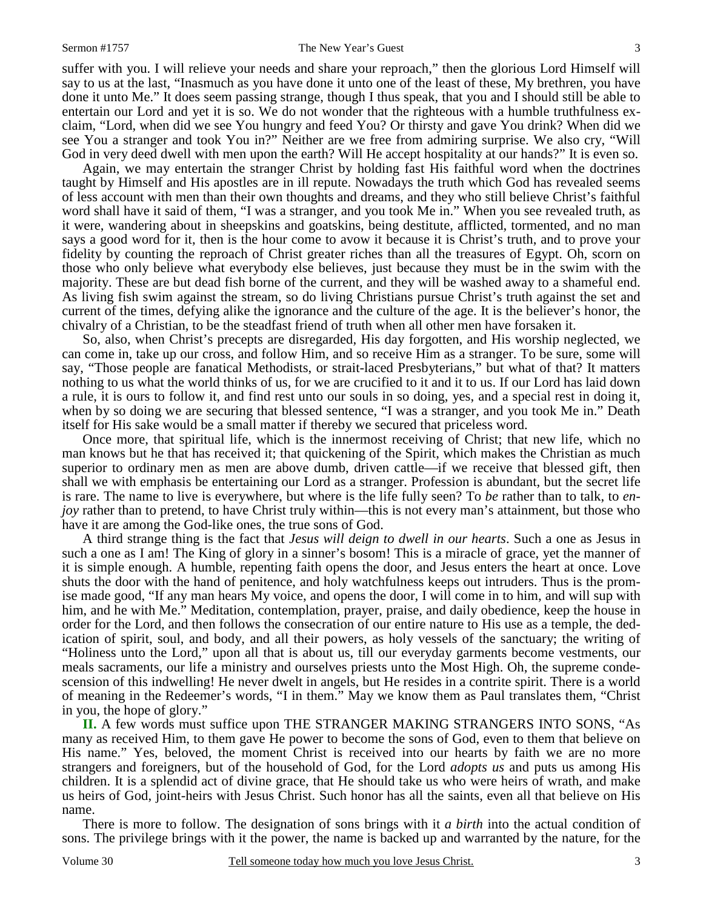suffer with you. I will relieve your needs and share your reproach," then the glorious Lord Himself will say to us at the last, "Inasmuch as you have done it unto one of the least of these, My brethren, you have done it unto Me." It does seem passing strange, though I thus speak, that you and I should still be able to entertain our Lord and yet it is so. We do not wonder that the righteous with a humble truthfulness exclaim, "Lord, when did we see You hungry and feed You? Or thirsty and gave You drink? When did we see You a stranger and took You in?" Neither are we free from admiring surprise. We also cry, "Will God in very deed dwell with men upon the earth? Will He accept hospitality at our hands?" It is even so.

Again, we may entertain the stranger Christ by holding fast His faithful word when the doctrines taught by Himself and His apostles are in ill repute. Nowadays the truth which God has revealed seems of less account with men than their own thoughts and dreams, and they who still believe Christ's faithful word shall have it said of them, "I was a stranger, and you took Me in." When you see revealed truth, as it were, wandering about in sheepskins and goatskins, being destitute, afflicted, tormented, and no man says a good word for it, then is the hour come to avow it because it is Christ's truth, and to prove your fidelity by counting the reproach of Christ greater riches than all the treasures of Egypt. Oh, scorn on those who only believe what everybody else believes, just because they must be in the swim with the majority. These are but dead fish borne of the current, and they will be washed away to a shameful end. As living fish swim against the stream, so do living Christians pursue Christ's truth against the set and current of the times, defying alike the ignorance and the culture of the age. It is the believer's honor, the chivalry of a Christian, to be the steadfast friend of truth when all other men have forsaken it.

So, also, when Christ's precepts are disregarded, His day forgotten, and His worship neglected, we can come in, take up our cross, and follow Him, and so receive Him as a stranger. To be sure, some will say, "Those people are fanatical Methodists, or strait-laced Presbyterians," but what of that? It matters nothing to us what the world thinks of us, for we are crucified to it and it to us. If our Lord has laid down a rule, it is ours to follow it, and find rest unto our souls in so doing, yes, and a special rest in doing it, when by so doing we are securing that blessed sentence, "I was a stranger, and you took Me in." Death itself for His sake would be a small matter if thereby we secured that priceless word.

Once more, that spiritual life, which is the innermost receiving of Christ; that new life, which no man knows but he that has received it; that quickening of the Spirit, which makes the Christian as much superior to ordinary men as men are above dumb, driven cattle—if we receive that blessed gift, then shall we with emphasis be entertaining our Lord as a stranger. Profession is abundant, but the secret life is rare. The name to live is everywhere, but where is the life fully seen? To *be* rather than to talk, to *enjoy* rather than to pretend, to have Christ truly within—this is not every man's attainment, but those who have it are among the God-like ones, the true sons of God.

A third strange thing is the fact that *Jesus will deign to dwell in our hearts*. Such a one as Jesus in such a one as I am! The King of glory in a sinner's bosom! This is a miracle of grace, yet the manner of it is simple enough. A humble, repenting faith opens the door, and Jesus enters the heart at once. Love shuts the door with the hand of penitence, and holy watchfulness keeps out intruders. Thus is the promise made good, "If any man hears My voice, and opens the door, I will come in to him, and will sup with him, and he with Me." Meditation, contemplation, prayer, praise, and daily obedience, keep the house in order for the Lord, and then follows the consecration of our entire nature to His use as a temple, the dedication of spirit, soul, and body, and all their powers, as holy vessels of the sanctuary; the writing of "Holiness unto the Lord," upon all that is about us, till our everyday garments become vestments, our meals sacraments, our life a ministry and ourselves priests unto the Most High. Oh, the supreme condescension of this indwelling! He never dwelt in angels, but He resides in a contrite spirit. There is a world of meaning in the Redeemer's words, "I in them." May we know them as Paul translates them, "Christ in you, the hope of glory."

**II.** A few words must suffice upon THE STRANGER MAKING STRANGERS INTO SONS, "As many as received Him, to them gave He power to become the sons of God, even to them that believe on His name." Yes, beloved, the moment Christ is received into our hearts by faith we are no more strangers and foreigners, but of the household of God, for the Lord *adopts us* and puts us among His children. It is a splendid act of divine grace, that He should take us who were heirs of wrath, and make us heirs of God, joint-heirs with Jesus Christ. Such honor has all the saints, even all that believe on His name.

There is more to follow. The designation of sons brings with it *a birth* into the actual condition of sons. The privilege brings with it the power, the name is backed up and warranted by the nature, for the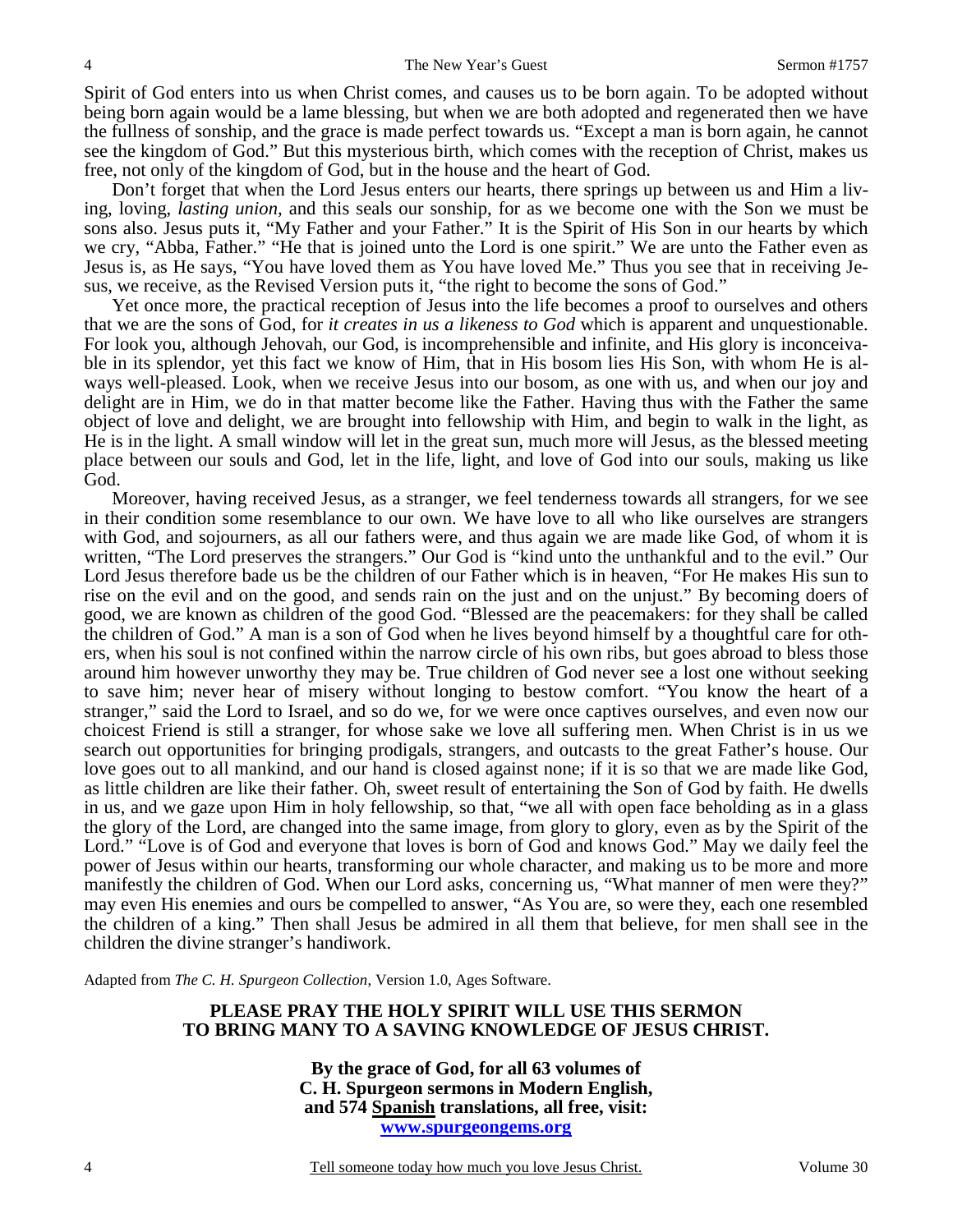Spirit of God enters into us when Christ comes, and causes us to be born again. To be adopted without being born again would be a lame blessing, but when we are both adopted and regenerated then we have the fullness of sonship, and the grace is made perfect towards us. "Except a man is born again, he cannot see the kingdom of God." But this mysterious birth, which comes with the reception of Christ, makes us free, not only of the kingdom of God, but in the house and the heart of God.

Don't forget that when the Lord Jesus enters our hearts, there springs up between us and Him a living, loving, *lasting union,* and this seals our sonship, for as we become one with the Son we must be sons also. Jesus puts it, "My Father and your Father." It is the Spirit of His Son in our hearts by which we cry, "Abba, Father." "He that is joined unto the Lord is one spirit." We are unto the Father even as Jesus is, as He says, "You have loved them as You have loved Me." Thus you see that in receiving Jesus, we receive, as the Revised Version puts it, "the right to become the sons of God."

Yet once more, the practical reception of Jesus into the life becomes a proof to ourselves and others that we are the sons of God, for *it creates in us a likeness to God* which is apparent and unquestionable. For look you, although Jehovah, our God, is incomprehensible and infinite, and His glory is inconceivable in its splendor, yet this fact we know of Him, that in His bosom lies His Son, with whom He is always well-pleased. Look, when we receive Jesus into our bosom, as one with us, and when our joy and delight are in Him, we do in that matter become like the Father. Having thus with the Father the same object of love and delight, we are brought into fellowship with Him, and begin to walk in the light, as He is in the light. A small window will let in the great sun, much more will Jesus, as the blessed meeting place between our souls and God, let in the life, light, and love of God into our souls, making us like God.

Moreover, having received Jesus, as a stranger, we feel tenderness towards all strangers, for we see in their condition some resemblance to our own. We have love to all who like ourselves are strangers with God, and sojourners, as all our fathers were, and thus again we are made like God, of whom it is written, "The Lord preserves the strangers." Our God is "kind unto the unthankful and to the evil." Our Lord Jesus therefore bade us be the children of our Father which is in heaven, "For He makes His sun to rise on the evil and on the good, and sends rain on the just and on the unjust." By becoming doers of good, we are known as children of the good God. "Blessed are the peacemakers: for they shall be called the children of God." A man is a son of God when he lives beyond himself by a thoughtful care for others, when his soul is not confined within the narrow circle of his own ribs, but goes abroad to bless those around him however unworthy they may be. True children of God never see a lost one without seeking to save him; never hear of misery without longing to bestow comfort. "You know the heart of a stranger," said the Lord to Israel, and so do we, for we were once captives ourselves, and even now our choicest Friend is still a stranger, for whose sake we love all suffering men. When Christ is in us we search out opportunities for bringing prodigals, strangers, and outcasts to the great Father's house. Our love goes out to all mankind, and our hand is closed against none; if it is so that we are made like God, as little children are like their father. Oh, sweet result of entertaining the Son of God by faith. He dwells in us, and we gaze upon Him in holy fellowship, so that, "we all with open face beholding as in a glass the glory of the Lord, are changed into the same image, from glory to glory, even as by the Spirit of the Lord." "Love is of God and everyone that loves is born of God and knows God." May we daily feel the power of Jesus within our hearts, transforming our whole character, and making us to be more and more manifestly the children of God. When our Lord asks, concerning us, "What manner of men were they?" may even His enemies and ours be compelled to answer, "As You are, so were they, each one resembled the children of a king." Then shall Jesus be admired in all them that believe, for men shall see in the children the divine stranger's handiwork.

Adapted from *The C. H. Spurgeon Collection*, Version 1.0, Ages Software.

**PLEASE PRAY THE HOLY SPIRIT WILL USE THIS SERMON TO BRING MANY TO A SAVING KNOWLEDGE OF JESUS CHRIST.**

**By the grace of God, for all 63 volumes of C. H. Spurgeon sermons in Modern English, and 574 Spanish translations, all free, visit: www.spurgeongems.org**